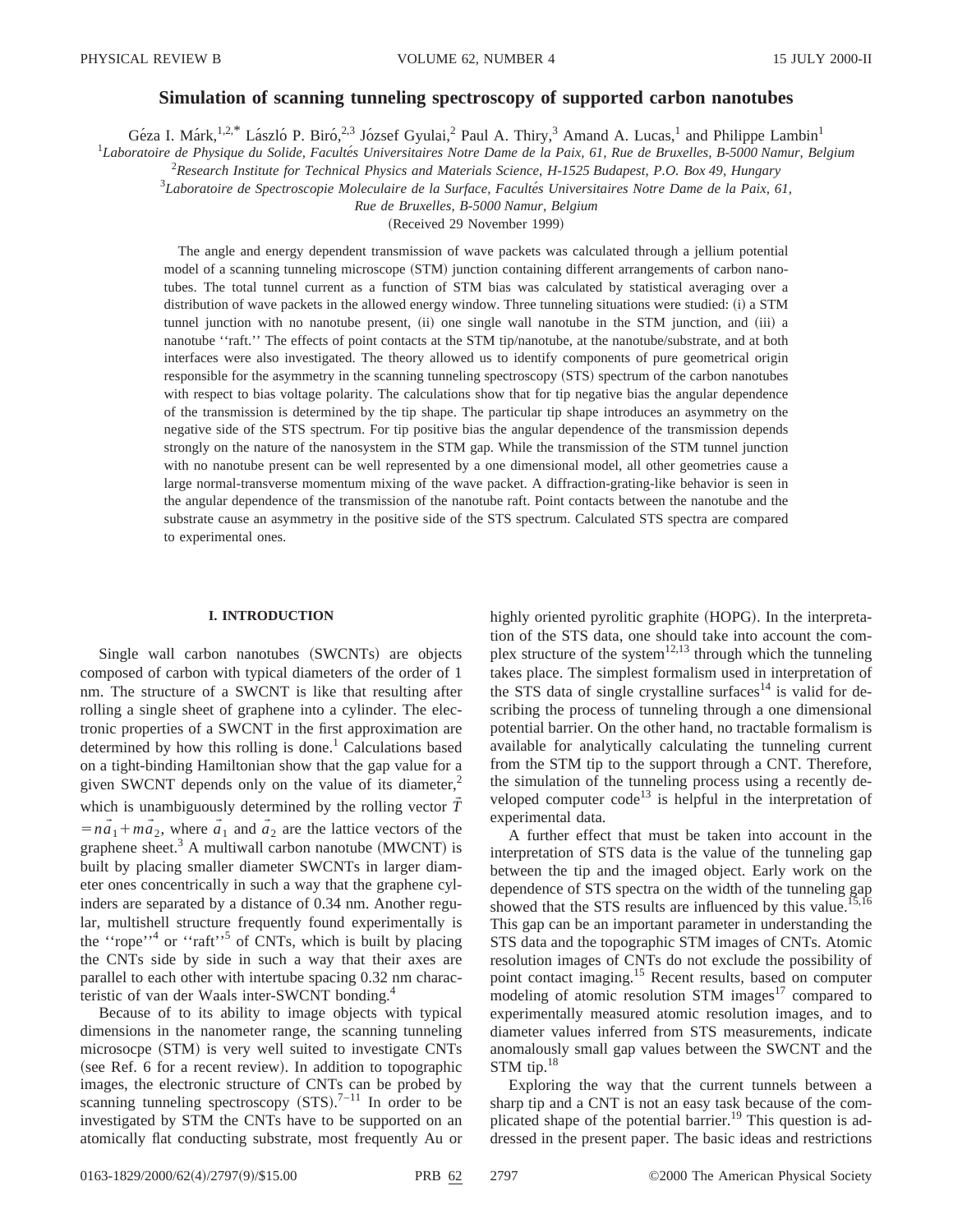# Simulation of scanning tunneling spectroscopy of supported carbon nanotubes

Géza I. Márk,[1,2,*] László P. Biró,[2,3] József Gyulai,[2] Paul A. Thiry,[3] Amand A. Lucas,[1] and Philippe Lambin[1]

[1]*Laboratoire de Physique du Solide, Facultés Universitaires Notre Dame de la Paix, 61, Rue de Bruxelles, B-5000 Namur, Belgium*

[2]*Research Institute for Technical Physics and Materials Science, H-1525 Budapest, P.O. Box 49, Hungary*

[3]*Laboratoire de Spectroscopie Moleculaire de la Surface, Facultés Universitaires Notre Dame de la Paix, 61, Rue de Bruxelles, B-5000 Namur, Belgium*

(Received 29 November 1999)

The angle and energy dependent transmission of wave packets was calculated through a jellium potential model of a scanning tunneling microscope (STM) junction containing different arrangements of carbon nanotubes. The total tunnel current as a function of STM bias was calculated by statistical averaging over a distribution of wave packets in the allowed energy window. Three tunneling situations were studied: (i) a STM tunnel junction with no nanotube present, (ii) one single wall nanotube in the STM junction, and (iii) a nanotube ''raft.'' The effects of point contacts at the STM tip/nanotube, at the nanotube/substrate, and at both interfaces were also investigated. The theory allowed us to identify components of pure geometrical origin responsible for the asymmetry in the scanning tunneling spectroscopy (STS) spectrum of the carbon nanotubes with respect to bias voltage polarity. The calculations show that for tip negative bias the angular dependence of the transmission is determined by the tip shape. The particular tip shape introduces an asymmetry on the negative side of the STS spectrum. For tip positive bias the angular dependence of the transmission depends strongly on the nature of the nanosystem in the STM gap. While the transmission of the STM tunnel junction with no nanotube present can be well represented by a one dimensional model, all other geometries cause a large normal-transverse momentum mixing of the wave packet. A diffraction-grating-like behavior is seen in the angular dependence of the transmission of the nanotube raft. Point contacts between the nanotube and the substrate cause an asymmetry in the positive side of the STS spectrum. Calculated STS spectra are compared to experimental ones.

## I. INTRODUCTION

Single wall carbon nanotubes (SWCNTs) are objects composed of carbon with typical diameters of the order of 1 nm. The structure of a SWCNT is like that resulting after rolling a single sheet of graphene into a cylinder. The electronic properties of a SWCNT in the first approximation are determined by how this rolling is done.[1] Calculations based on a tight-binding Hamiltonian show that the gap value for a given SWCNT depends only on the value of its diameter,[2] which is unambiguously determined by the rolling vector $\vec{T} = n\vec{a}_1 + m\vec{a}_2$, where $\vec{a}_1$ and $\vec{a}_2$ are the lattice vectors of the graphene sheet.[3] A multiwall carbon nanotube (MWCNT) is built by placing smaller diameter SWCNTs in larger diameter ones concentrically in such a way that the graphene cylinders are separated by a distance of 0.34 nm. Another regular, multishell structure frequently found experimentally is the ''rope''[4] or ''raft''[5] of CNTs, which is built by placing the CNTs side by side in such a way that their axes are parallel to each other with intertube spacing 0.32 nm characteristic of van der Waals inter-SWCNT bonding.[4]

Because of to its ability to image objects with typical dimensions in the nanometer range, the scanning tunneling microsocpe (STM) is very well suited to investigate CNTs (see Ref. 6 for a recent review). In addition to topographic images, the electronic structure of CNTs can be probed by scanning tunneling spectroscopy (STS).[7–11] In order to be investigated by STM the CNTs have to be supported on an atomically flat conducting substrate, most frequently Au or highly oriented pyrolitic graphite (HOPG). In the interpretation of the STS data, one should take into account the complex structure of the system[12,13] through which the tunneling takes place. The simplest formalism used in interpretation of the STS data of single crystalline surfaces[14] is valid for describing the process of tunneling through a one dimensional potential barrier. On the other hand, no tractable formalism is available for analytically calculating the tunneling current from the STM tip to the support through a CNT. Therefore, the simulation of the tunneling process using a recently developed computer code[13] is helpful in the interpretation of experimental data.

A further effect that must be taken into account in the interpretation of STS data is the value of the tunneling gap between the tip and the imaged object. Early work on the dependence of STS spectra on the width of the tunneling gap showed that the STS results are influenced by this value.[15,16] This gap can be an important parameter in understanding the STS data and the topographic STM images of CNTs. Atomic resolution images of CNTs do not exclude the possibility of point contact imaging.[15] Recent results, based on computer modeling of atomic resolution STM images[17] compared to experimentally measured atomic resolution images, and to diameter values inferred from STS measurements, indicate anomalously small gap values between the SWCNT and the STM tip.[18]

Exploring the way that the current tunnels between a sharp tip and a CNT is not an easy task because of the complicated shape of the potential barrier.[19] This question is addressed in the present paper. The basic ideas and restrictions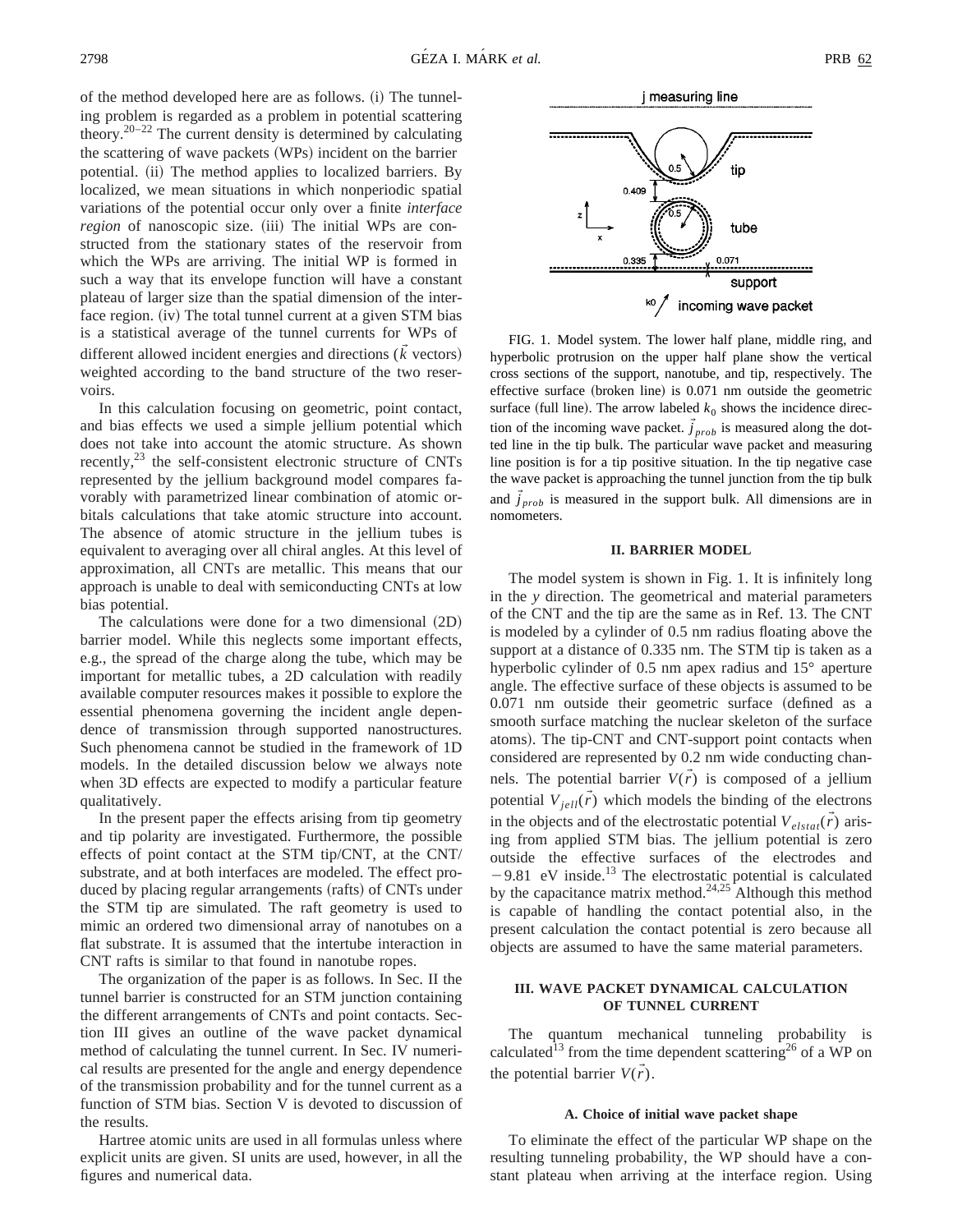of the method developed here are as follows. (i) The tunneling problem is regarded as a problem in potential scattering theory.[20–22] The current density is determined by calculating the scattering of wave packets (WPs) incident on the barrier potential. (ii) The method applies to localized barriers. By localized, we mean situations in which nonperiodic spatial variations of the potential occur only over a finite *interface region* of nanoscopic size. (iii) The initial WPs are constructed from the stationary states of the reservoir from which the WPs are arriving. The initial WP is formed in such a way that its envelope function will have a constant plateau of larger size than the spatial dimension of the interface region. (iv) The total tunnel current at a given STM bias is a statistical average of the tunnel currents for WPs of different allowed incident energies and directions ($\vec{k}$ vectors) weighted according to the band structure of the two reservoirs.

In this calculation focusing on geometric, point contact, and bias effects we used a simple jellium potential which does not take into account the atomic structure. As shown recently,[23] the self-consistent electronic structure of CNTs represented by the jellium background model compares favorably with parametrized linear combination of atomic orbitals calculations that take atomic structure into account. The absence of atomic structure in the jellium tubes is equivalent to averaging over all chiral angles. At this level of approximation, all CNTs are metallic. This means that our approach is unable to deal with semiconducting CNTs at low bias potential.

The calculations were done for a two dimensional (2D) barrier model. While this neglects some important effects, e.g., the spread of the charge along the tube, which may be important for metallic tubes, a 2D calculation with readily available computer resources makes it possible to explore the essential phenomena governing the incident angle dependence of transmission through supported nanostructures. Such phenomena cannot be studied in the framework of 1D models. In the detailed discussion below we always note when 3D effects are expected to modify a particular feature qualitatively.

In the present paper the effects arising from tip geometry and tip polarity are investigated. Furthermore, the possible effects of point contact at the STM tip/CNT, at the CNT/substrate, and at both interfaces are modeled. The effect produced by placing regular arrangements (rafts) of CNTs under the STM tip are simulated. The raft geometry is used to mimic an ordered two dimensional array of nanotubes on a flat substrate. It is assumed that the intertube interaction in CNT rafts is similar to that found in nanotube ropes.

The organization of the paper is as follows. In Sec. II the tunnel barrier is constructed for an STM junction containing the different arrangements of CNTs and point contacts. Section III gives an outline of the wave packet dynamical method of calculating the tunnel current. In Sec. IV numerical results are presented for the angle and energy dependence of the transmission probability and for the tunnel current as a function of STM bias. Section V is devoted to discussion of the results.

Hartree atomic units are used in all formulas unless where explicit units are given. SI units are used, however, in all the figures and numerical data.

j measuring line

tip

tube

support

incoming wave packet

0.5

0.409

0.5

0.335

0.071

z

x

k0

FIG. 1. Model system. The lower half plane, middle ring, and hyperbolic protrusion on the upper half plane show the vertical cross sections of the support, nanotube, and tip, respectively. The effective surface (broken line) is 0.071 nm outside the geometric surface (full line). The arrow labeled $k_0$ shows the incidence direction of the incoming wave packet. $\vec{j}_{prob}$ is measured along the dotted line in the tip bulk. The particular wave packet and measuring line position is for a tip positive situation. In the tip negative case the wave packet is approaching the tunnel junction from the tip bulk and $\vec{j}_{prob}$ is measured in the support bulk. All dimensions are in nomometers.

## II. BARRIER MODEL

The model system is shown in Fig. 1. It is infinitely long in the $y$ direction. The geometrical and material parameters of the CNT and the tip are the same as in Ref. 13. The CNT is modeled by a cylinder of 0.5 nm radius floating above the support at a distance of 0.335 nm. The STM tip is taken as a hyperbolic cylinder of 0.5 nm apex radius and 15° aperture angle. The effective surface of these objects is assumed to be 0.071 nm outside their geometric surface (defined as a smooth surface matching the nuclear skeleton of the surface atoms). The tip-CNT and CNT-support point contacts when considered are represented by 0.2 nm wide conducting channels. The potential barrier $V(\vec{r})$ is composed of a jellium potential $V_{jell}(\vec{r})$ which models the binding of the electrons in the objects and of the electrostatic potential $V_{elstat}(\vec{r})$ arising from applied STM bias. The jellium potential is zero outside the effective surfaces of the electrodes and $-9.81$ eV inside.[13] The electrostatic potential is calculated by the capacitance matrix method.[24,25] Although this method is capable of handling the contact potential also, in the present calculation the contact potential is zero because all objects are assumed to have the same material parameters.

## III. WAVE PACKET DYNAMICAL CALCULATION OF TUNNEL CURRENT

The quantum mechanical tunneling probability is calculated[13] from the time dependent scattering[26] of a WP on the potential barrier $V(\vec{r})$.

### A. Choice of initial wave packet shape

To eliminate the effect of the particular WP shape on the resulting tunneling probability, the WP should have a constant plateau when arriving at the interface region. Using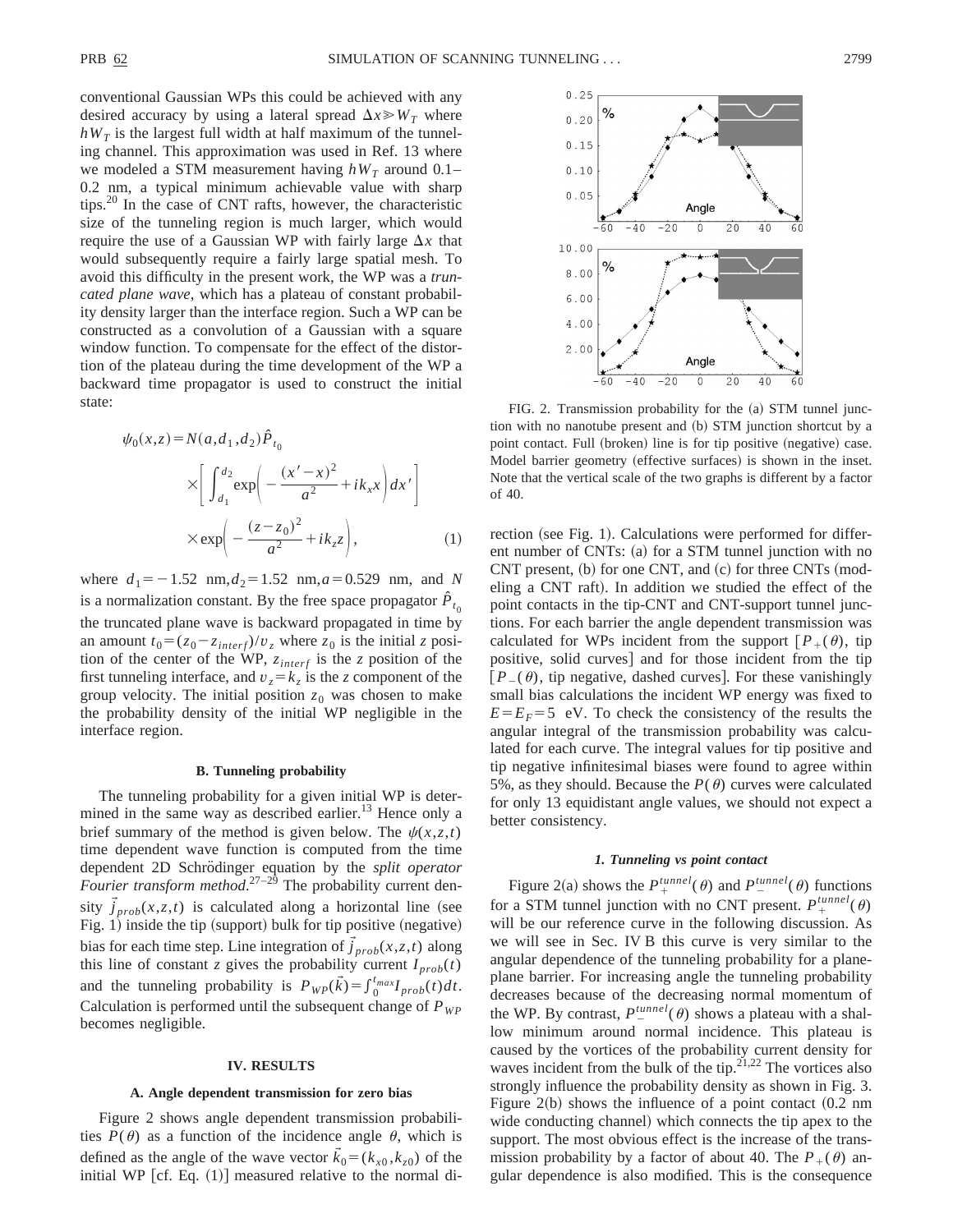conventional Gaussian WPs this could be achieved with any desired accuracy by using a lateral spread $\Delta x \gg W_T$ where $hW_T$ is the largest full width at half maximum of the tunneling channel. This approximation was used in Ref. 13 where we modeled a STM measurement having $hW_T$ around 0.1–0.2 nm, a typical minimum achievable value with sharp tips.[20] In the case of CNT rafts, however, the characteristic size of the tunneling region is much larger, which would require the use of a Gaussian WP with fairly large $\Delta x$ that would subsequently require a fairly large spatial mesh. To avoid this difficulty in the present work, the WP was a *truncated plane wave*, which has a plateau of constant probability density larger than the interface region. Such a WP can be constructed as a convolution of a Gaussian with a square window function. To compensate for the effect of the distortion of the plateau during the time development of the WP a backward time propagator is used to construct the initial state:

$$\psi_0(x,z) = N(a,d_1,d_2)\hat{P}_{t_0} \times \left[ \int_{d_1}^{d_2} \exp\left( -\frac{(x'-x)^2}{a^2} + ik_x x \right) dx' \right] \times \exp\left( -\frac{(z-z_0)^2}{a^2} + ik_z z \right), \tag{1}$$

where $d_1 = -1.52$ nm, $d_2 = 1.52$ nm, $a = 0.529$ nm, and $N$ is a normalization constant. By the free space propagator $\hat{P}_{t_0}$ the truncated plane wave is backward propagated in time by an amount $t_0 = (z_0 - z_{interf})/v_z$ where $z_0$ is the initial $z$ position of the center of the WP, $z_{interf}$ is the $z$ position of the first tunneling interface, and $v_z = k_z$ is the $z$ component of the group velocity. The initial position $z_0$ was chosen to make the probability density of the initial WP negligible in the interface region.

### B. Tunneling probability

The tunneling probability for a given initial WP is determined in the same way as described earlier.[13] Hence only a brief summary of the method is given below. The $\psi(x,z,t)$ time dependent wave function is computed from the time dependent 2D Schrödinger equation by the *split operator Fourier transform method*.[27–29] The probability current density $\vec{j}_{prob}(x,z,t)$ is calculated along a horizontal line (see Fig. 1) inside the tip (support) bulk for tip positive (negative) bias for each time step. Line integration of $\vec{j}_{prob}(x,z,t)$ along this line of constant $z$ gives the probability current $I_{prob}(t)$ and the tunneling probability is $P_{WP}(\vec{k}) = \int_0^{t_{max}} I_{prob}(t)dt$. Calculation is performed until the subsequent change of $P_{WP}$ becomes negligible.

## IV. RESULTS

### A. Angle dependent transmission for zero bias

Figure 2 shows angle dependent transmission probabilities $P(\theta)$ as a function of the incidence angle $\theta$, which is defined as the angle of the wave vector $\vec{k}_0 = (k_{x0}, k_{z0})$ of the initial WP [cf. Eq. (1)] measured relative to the normal direction (see Fig. 1). Calculations were performed for different number of CNTs: (a) for a STM tunnel junction with no CNT present, (b) for one CNT, and (c) for three CNTs (modeling a CNT raft). In addition we studied the effect of the point contacts in the tip-CNT and CNT-support tunnel junctions. For each barrier the angle dependent transmission was calculated for WPs incident from the support [$P_+(\theta)$, tip positive, solid curves] and for those incident from the tip [$P_-(\theta)$, tip negative, dashed curves]. For these vanishingly small bias calculations the incident WP energy was fixed to $E = E_F = 5$ eV. To check the consistency of the results the angular integral of the transmission probability was calculated for each curve. The integral values for tip positive and tip negative infinitesimal biases were found to agree within 5%, as they should. Because the $P(\theta)$ curves were calculated for only 13 equidistant angle values, we should not expect a better consistency.

FIG. 2. Transmission probability for the (a) STM tunnel junction with no nanotube present and (b) STM junction shortcut by a point contact. Full (broken) line is for tip positive (negative) case. Model barrier geometry (effective surfaces) is shown in the inset. Note that the vertical scale of the two graphs is different by a factor of 40.

#### 1. Tunneling vs point contact

Figure 2(a) shows the $P_+^{tunnel}(\theta)$ and $P_-^{tunnel}(\theta)$ functions for a STM tunnel junction with no CNT present. $P_+^{tunnel}(\theta)$ will be our reference curve in the following discussion. As we will see in Sec. IV B this curve is very similar to the angular dependence of the tunneling probability for a plane-plane barrier. For increasing angle the tunneling probability decreases because of the decreasing normal momentum of the WP. By contrast, $P_-^{tunnel}(\theta)$ shows a plateau with a shallow minimum around normal incidence. This plateau is caused by the vortices of the probability current density for waves incident from the bulk of the tip.[21,22] The vortices also strongly influence the probability density as shown in Fig. 3. Figure 2(b) shows the influence of a point contact (0.2 nm wide conducting channel) which connects the tip apex to the support. The most obvious effect is the increase of the transmission probability by a factor of about 40. The $P_+(\theta)$ angular dependence is also modified. This is the consequence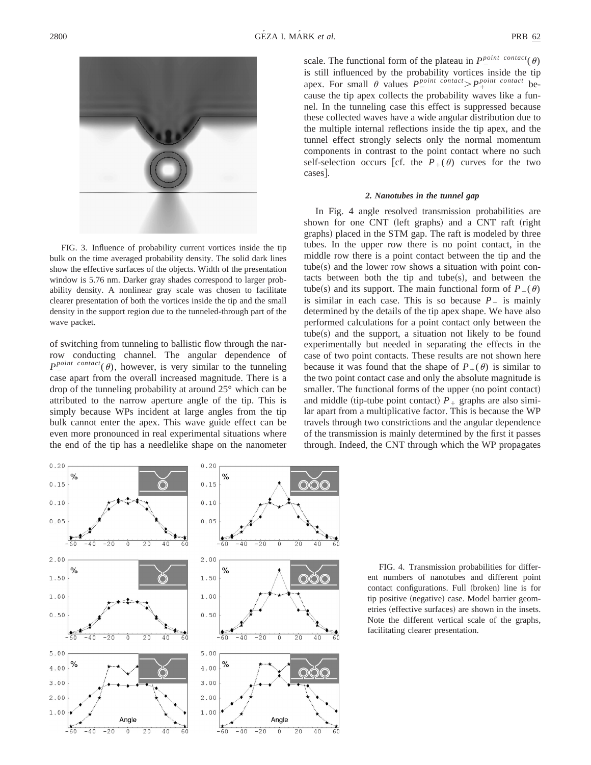FIG. 3. Influence of probability current vortices inside the tip bulk on the time averaged probability density. The solid dark lines show the effective surfaces of the objects. Width of the presentation window is 5.76 nm. Darker gray shades correspond to larger probability density. A nonlinear gray scale was chosen to facilitate clearer presentation of both the vortices inside the tip and the small density in the support region due to the tunneled-through part of the wave packet.

of switching from tunneling to ballistic flow through the narrow conducting channel. The angular dependence of $P_{-}^{point\ contact}(\theta)$, however, is very similar to the tunneling case apart from the overall increased magnitude. There is a drop of the tunneling probability at around 25° which can be attributed to the narrow aperture angle of the tip. This is simply because WPs incident at large angles from the tip bulk cannot enter the apex. This wave guide effect can be even more pronounced in real experimental situations where the end of the tip has a needlelike shape on the nanometer scale. The functional form of the plateau in $P_{-}^{point\ contact}(\theta)$ is still influenced by the probability vortices inside the tip apex. For small $\theta$ values $P_{-}^{point\ contact} > P_{+}^{point\ contact}$ because the tip apex collects the probability waves like a funnel. In the tunneling case this effect is suppressed because these collected waves have a wide angular distribution due to the multiple internal reflections inside the tip apex, and the tunnel effect strongly selects only the normal momentum components in contrast to the point contact where no such self-selection occurs [cf. the $P_{+}(\theta)$ curves for the two cases].

### 2. Nanotubes in the tunnel gap

In Fig. 4 angle resolved transmission probabilities are shown for one CNT (left graphs) and a CNT raft (right graphs) placed in the STM gap. The raft is modeled by three tubes. In the upper row there is no point contact, in the middle row there is a point contact between the tip and the tube(s) and the lower row shows a situation with point contacts between both the tip and tube(s), and between the tube(s) and the support. The main functional form of $P_{-}(\theta)$ is similar in each case. This is so because $P_{-}$ is mainly determined by the details of the tip apex shape. We have also performed calculations for a point contact only between the tube(s) and its support, a situation not likely to be found experimentally but needed in separating the effects in the case of two point contacts. These results are not shown here because it was found that the shape of $P_{+}(\theta)$ is similar to the two point contact case and only the absolute magnitude is smaller. The functional forms of the upper (no point contact) and middle (tip-tube point contact) $P_{+}$ graphs are also similar apart from a multiplicative factor. This is because the WP travels through two constrictions and the angular dependence of the transmission is mainly determined by the first it passes through. Indeed, the CNT through which the WP propagates

FIG. 4. Transmission probabilities for different numbers of nanotubes and different point contact configurations. Full (broken) line is for tip positive (negative) case. Model barrier geometries (effective surfaces) are shown in the insets. Note the different vertical scale of the graphs, facilitating clearer presentation.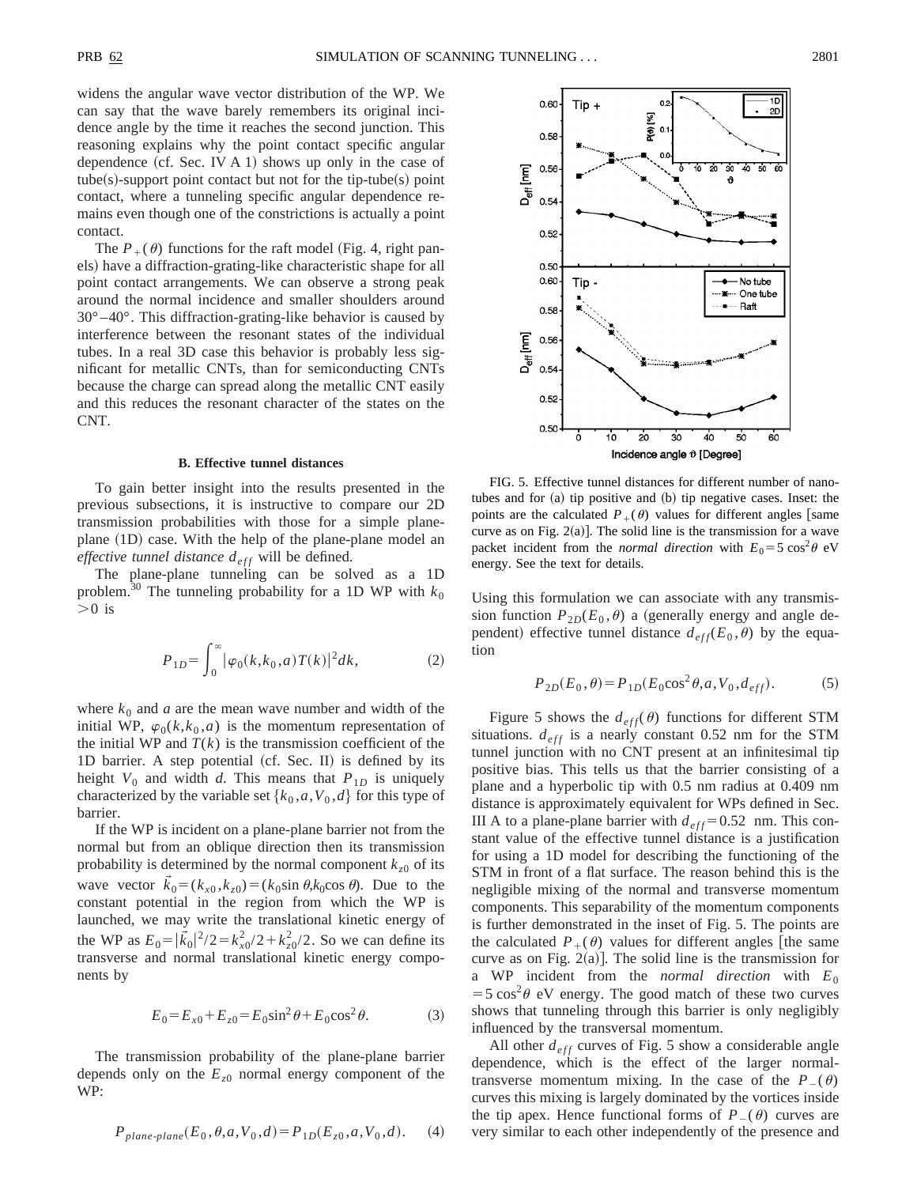widens the angular wave vector distribution of the WP. We can say that the wave barely remembers its original incidence angle by the time it reaches the second junction. This reasoning explains why the point contact specific angular dependence (cf. Sec. IV A 1) shows up only in the case of tube(s)-support point contact but not for the tip-tube(s) point contact, where a tunneling specific angular dependence remains even though one of the constrictions is actually a point contact.

The $P_+(\theta)$ functions for the raft model (Fig. 4, right panels) have a diffraction-grating-like characteristic shape for all point contact arrangements. We can observe a strong peak around the normal incidence and smaller shoulders around 30°–40°. This diffraction-grating-like behavior is caused by interference between the resonant states of the individual tubes. In a real 3D case this behavior is probably less significant for metallic CNTs, than for semiconducting CNTs because the charge can spread along the metallic CNT easily and this reduces the resonant character of the states on the CNT.

### B. Effective tunnel distances

To gain better insight into the results presented in the previous subsections, it is instructive to compare our 2D transmission probabilities with those for a simple plane-plane (1D) case. With the help of the plane-plane model an *effective tunnel distance* $d_{eff}$ will be defined.

The plane-plane tunneling can be solved as a 1D problem.[30] The tunneling probability for a 1D WP with $k_0 > 0$ is

$$P_{1D} = \int_0^\infty |\varphi_0(k,k_0,a)T(k)|^2 dk, \tag{2}$$

where $k_0$ and $a$ are the mean wave number and width of the initial WP, $\varphi_0(k,k_0,a)$ is the momentum representation of the initial WP and $T(k)$ is the transmission coefficient of the 1D barrier. A step potential (cf. Sec. II) is defined by its height $V_0$ and width $d$. This means that $P_{1D}$ is uniquely characterized by the variable set $\{k_0, a, V_0, d\}$ for this type of barrier.

If the WP is incident on a plane-plane barrier not from the normal but from an oblique direction then its transmission probability is determined by the normal component $k_{z0}$ of its wave vector $\vec{k}_0 = (k_{x0}, k_{z0}) = (k_0 \sin\theta, k_0 \cos\theta)$. Due to the constant potential in the region from which the WP is launched, we may write the translational kinetic energy of the WP as $E_0 = |\vec{k}_0|^2/2 = k_{x0}^2/2 + k_{z0}^2/2$. So we can define its transverse and normal translational kinetic energy components by

$$E_0 = E_{x0} + E_{z0} = E_0 \sin^2\theta + E_0 \cos^2\theta. \tag{3}$$

The transmission probability of the plane-plane barrier depends only on the $E_{z0}$ normal energy component of the WP:

$$P_{plane\text{-}plane}(E_0, \theta, a, V_0, d) = P_{1D}(E_{z0}, a, V_0, d). \tag{4}$$

FIG. 5. Effective tunnel distances for different number of nanotubes and for (a) tip positive and (b) tip negative cases. Inset: the points are the calculated $P_+(\theta)$ values for different angles [same curve as on Fig. 2(a)]. The solid line is the transmission for a wave packet incident from the *normal direction* with $E_0 = 5\cos^2\theta$ eV energy. See the text for details.

Using this formulation we can associate with any transmission function $P_{2D}(E_0, \theta)$ a (generally energy and angle dependent) effective tunnel distance $d_{eff}(E_0, \theta)$ by the equation

$$P_{2D}(E_0, \theta) = P_{1D}(E_0 \cos^2\theta, a, V_0, d_{eff}). \tag{5}$$

Figure 5 shows the $d_{eff}(\theta)$ functions for different STM situations. $d_{eff}$ is a nearly constant 0.52 nm for the STM tunnel junction with no CNT present at an infinitesimal tip positive bias. This tells us that the barrier consisting of a plane and a hyperbolic tip with 0.5 nm radius at 0.409 nm distance is approximately equivalent for WPs defined in Sec. III A to a plane-plane barrier with $d_{eff} = 0.52$ nm. This constant value of the effective tunnel distance is a justification for using a 1D model for describing the functioning of the STM in front of a flat surface. The reason behind this is the negligible mixing of the normal and transverse momentum components. This separability of the momentum components is further demonstrated in the inset of Fig. 5. The points are the calculated $P_+(\theta)$ values for different angles [the same curve as on Fig. 2(a)]. The solid line is the transmission for a WP incident from the *normal direction* with $E_0 = 5\cos^2\theta$ eV energy. The good match of these two curves shows that tunneling through this barrier is only negligibly influenced by the transversal momentum.

All other $d_{eff}$ curves of Fig. 5 show a considerable angle dependence, which is the effect of the larger normal-transverse momentum mixing. In the case of the $P_-(\theta)$ curves this mixing is largely dominated by the vortices inside the tip apex. Hence functional forms of $P_-(\theta)$ curves are very similar to each other independently of the presence and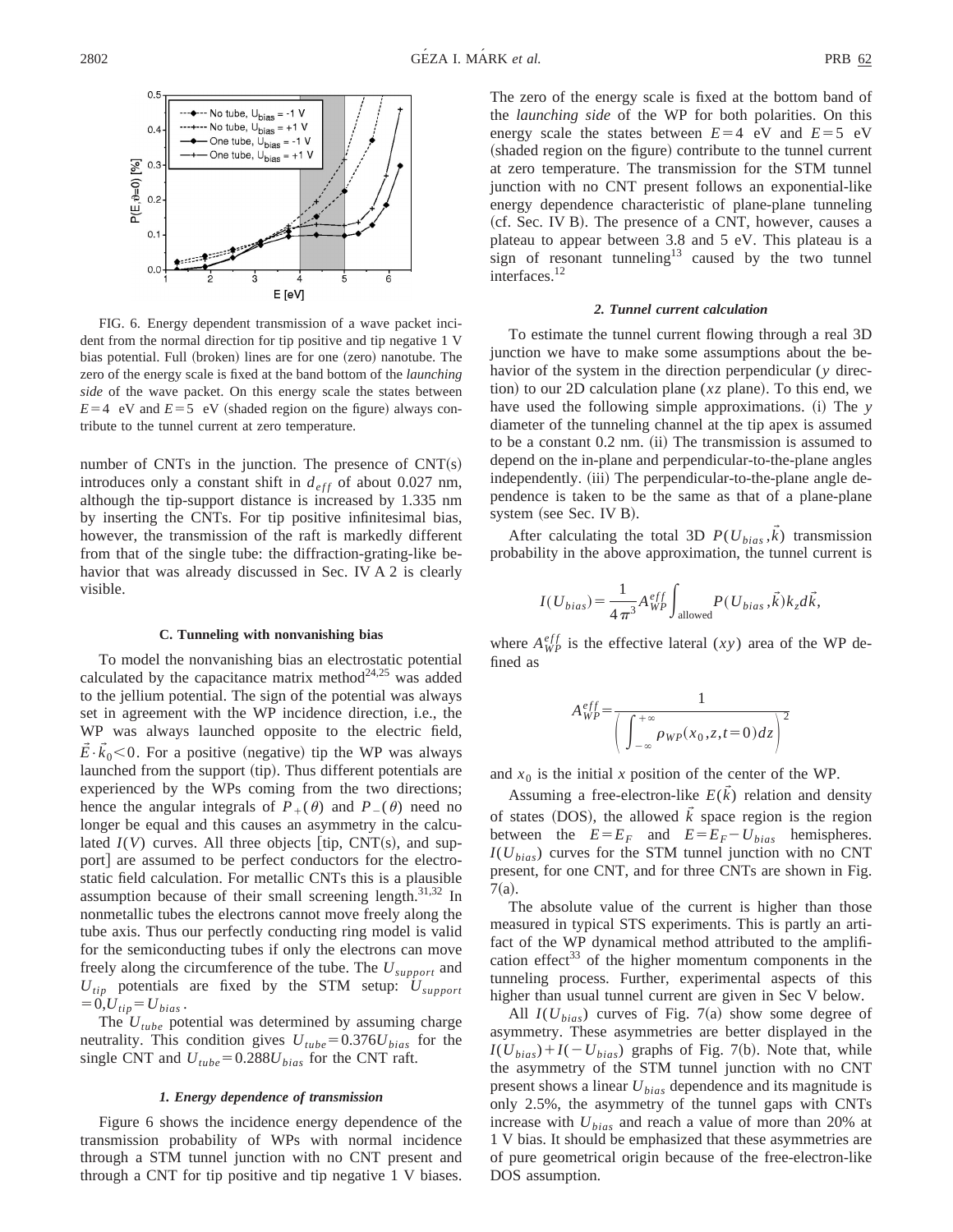FIG. 6. Energy dependent transmission of a wave packet incident from the normal direction for tip positive and tip negative 1 V bias potential. Full (broken) lines are for one (zero) nanotube. The zero of the energy scale is fixed at the band bottom of the *launching side* of the wave packet. On this energy scale the states between $E=4$ eV and $E=5$ eV (shaded region on the figure) always contribute to the tunnel current at zero temperature.

number of CNTs in the junction. The presence of CNT(s) introduces only a constant shift in $d_{eff}$ of about 0.027 nm, although the tip-support distance is increased by 1.335 nm by inserting the CNTs. For tip positive infinitesimal bias, however, the transmission of the raft is markedly different from that of the single tube: the diffraction-grating-like behavior that was already discussed in Sec. IV A 2 is clearly visible.

### C. Tunneling with nonvanishing bias

To model the nonvanishing bias an electrostatic potential calculated by the capacitance matrix method[24,25] was added to the jellium potential. The sign of the potential was always set in agreement with the WP incidence direction, i.e., the WP was always launched opposite to the electric field, $\vec{E}\cdot\vec{k}_0<0$. For a positive (negative) tip the WP was always launched from the support (tip). Thus different potentials are experienced by the WPs coming from the two directions; hence the angular integrals of $P_+(\theta)$ and $P_-(\theta)$ need no longer be equal and this causes an asymmetry in the calculated $I(V)$ curves. All three objects [tip, CNT(s), and support] are assumed to be perfect conductors for the electrostatic field calculation. For metallic CNTs this is a plausible assumption because of their small screening length.[31,32] In nonmetallic tubes the electrons cannot move freely along the tube axis. Thus our perfectly conducting ring model is valid for the semiconducting tubes if only the electrons can move freely along the circumference of the tube. The $U_{support}$ and $U_{tip}$ potentials are fixed by the STM setup: $U_{support}=0, U_{tip}=U_{bias}$.

The $U_{tube}$ potential was determined by assuming charge neutrality. This condition gives $U_{tube}=0.376U_{bias}$ for the single CNT and $U_{tube}=0.288U_{bias}$ for the CNT raft.

#### 1. Energy dependence of transmission

Figure 6 shows the incidence energy dependence of the transmission probability of WPs with normal incidence through a STM tunnel junction with no CNT present and through a CNT for tip positive and tip negative 1 V biases. The zero of the energy scale is fixed at the bottom band of the *launching side* of the WP for both polarities. On this energy scale the states between $E=4$ eV and $E=5$ eV (shaded region on the figure) contribute to the tunnel current at zero temperature. The transmission for the STM tunnel junction with no CNT present follows an exponential-like energy dependence characteristic of plane-plane tunneling (cf. Sec. IV B). The presence of a CNT, however, causes a plateau to appear between 3.8 and 5 eV. This plateau is a sign of resonant tunneling[13] caused by the two tunnel interfaces.[12]

#### 2. Tunnel current calculation

To estimate the tunnel current flowing through a real 3D junction we have to make some assumptions about the behavior of the system in the direction perpendicular ($y$ direction) to our 2D calculation plane ($xz$ plane). To this end, we have used the following simple approximations. (i) The $y$ diameter of the tunneling channel at the tip apex is assumed to be a constant 0.2 nm. (ii) The transmission is assumed to depend on the in-plane and perpendicular-to-the-plane angles independently. (iii) The perpendicular-to-the-plane angle dependence is taken to be the same as that of a plane-plane system (see Sec. IV B).

After calculating the total 3D $P(U_{bias},\vec{k})$ transmission probability in the above approximation, the tunnel current is

$$I(U_{bias})=\frac{1}{4\pi^3}A_{WP}^{eff}\int_{\text{allowed}}P(U_{bias},\vec{k})k_z d\vec{k},$$

where $A_{WP}^{eff}$ is the effective lateral ($xy$) area of the WP defined as

$$A_{WP}^{eff}=\frac{1}{\left(\int_{-\infty}^{+\infty}\rho_{WP}(x_0,z,t=0)dz\right)^2}$$

and $x_0$ is the initial $x$ position of the center of the WP.

Assuming a free-electron-like $E(\vec{k})$ relation and density of states (DOS), the allowed $\vec{k}$ space region is the region between the $E=E_F$ and $E=E_F-U_{bias}$ hemispheres. $I(U_{bias})$ curves for the STM tunnel junction with no CNT present, for one CNT, and for three CNTs are shown in Fig. 7(a).

The absolute value of the current is higher than those measured in typical STS experiments. This is partly an artifact of the WP dynamical method attributed to the amplification effect[33] of the higher momentum components in the tunneling process. Further, experimental aspects of this higher than usual tunnel current are given in Sec V below.

All $I(U_{bias})$ curves of Fig. 7(a) show some degree of asymmetry. These asymmetries are better displayed in the $I(U_{bias})+I(-U_{bias})$ graphs of Fig. 7(b). Note that, while the asymmetry of the STM tunnel junction with no CNT present shows a linear $U_{bias}$ dependence and its magnitude is only 2.5%, the asymmetry of the tunnel gaps with CNTs increase with $U_{bias}$ and reach a value of more than 20% at 1 V bias. It should be emphasized that these asymmetries are of pure geometrical origin because of the free-electron-like DOS assumption.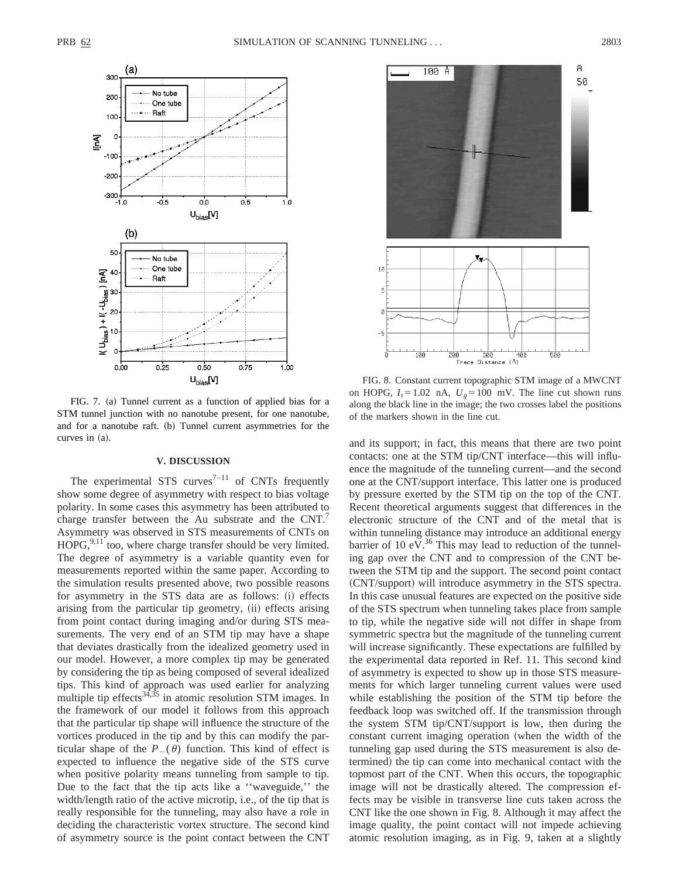(a)

I[nA]

300
200
100
0
-100
-200
-300

-1.0 -0.5 0.0 0.5 1.0

$U_{bias}$[V]

No tube
One tube
Raft

(b)

$I(U_{bias}) + I(-U_{bias})$ [nA]

50
40
30
20
10
0

0.00 0.25 0.50 0.75 1.00

$U_{bias}$[V]

No tube
One tube
Raft

FIG. 7. (a) Tunnel current as a function of applied bias for a STM tunnel junction with no nanotube present, for one nanotube, and for a nanotube raft. (b) Tunnel current asymmetries for the curves in (a).

100 Å

A
50

10
5
0
-5

0 100 200 300 400 500

Trace Distance (Å)

FIG. 8. Constant current topographic STM image of a MWCNT on HOPG, $I_t = 1.02$ nA, $U_g = 100$ mV. The line cut shown runs along the black line in the image; the two crosses label the positions of the markers shown in the line cut.

## V. DISCUSSION

The experimental STS curves[7–11] of CNTs frequently show some degree of asymmetry with respect to bias voltage polarity. In some cases this asymmetry has been attributed to charge transfer between the Au substrate and the CNT.[7] Asymmetry was observed in STS measurements of CNTs on HOPG,[9,11] too, where charge transfer should be very limited. The degree of asymmetry is a variable quantity even for measurements reported within the same paper. According to the simulation results presented above, two possible reasons for asymmetry in the STS data are as follows: (i) effects arising from the particular tip geometry, (ii) effects arising from point contact during imaging and/or during STS measurements. The very end of an STM tip may have a shape that deviates drastically from the idealized geometry used in our model. However, a more complex tip may be generated by considering the tip as being composed of several idealized tips. This kind of approach was used earlier for analyzing multiple tip effects[34,35] in atomic resolution STM images. In the framework of our model it follows from this approach that the particular tip shape will influence the structure of the vortices produced in the tip and by this can modify the particular shape of the $P_-(\theta)$ function. This kind of effect is expected to influence the negative side of the STS curve when positive polarity means tunneling from sample to tip. Due to the fact that the tip acts like a ''waveguide,'' the width/length ratio of the active microtip, i.e., of the tip that is really responsible for the tunneling, may also have a role in deciding the characteristic vortex structure. The second kind of asymmetry source is the point contact between the CNT and its support; in fact, this means that there are two point contacts: one at the STM tip/CNT interface—this will influence the magnitude of the tunneling current—and the second one at the CNT/support interface. This latter one is produced by pressure exerted by the STM tip on the top of the CNT. Recent theoretical arguments suggest that differences in the electronic structure of the CNT and of the metal that is within tunneling distance may introduce an additional energy barrier of 10 eV.[36] This may lead to reduction of the tunneling gap over the CNT and to compression of the CNT between the STM tip and the support. The second point contact (CNT/support) will introduce asymmetry in the STS spectra. In this case unusual features are expected on the positive side of the STS spectrum when tunneling takes place from sample to tip, while the negative side will not differ in shape from symmetric spectra but the magnitude of the tunneling current will increase significantly. These expectations are fulfilled by the experimental data reported in Ref. 11. This second kind of asymmetry is expected to show up in those STS measurements for which larger tunneling current values were used while establishing the position of the STM tip before the feedback loop was switched off. If the transmission through the system STM tip/CNT/support is low, then during the constant current imaging operation (when the width of the tunneling gap used during the STS measurement is also determined) the tip can come into mechanical contact with the topmost part of the CNT. When this occurs, the topographic image will not be drastically altered. The compression effects may be visible in transverse line cuts taken across the CNT like the one shown in Fig. 8. Although it may affect the image quality, the point contact will not impede achieving atomic resolution imaging, as in Fig. 9, taken at a slightly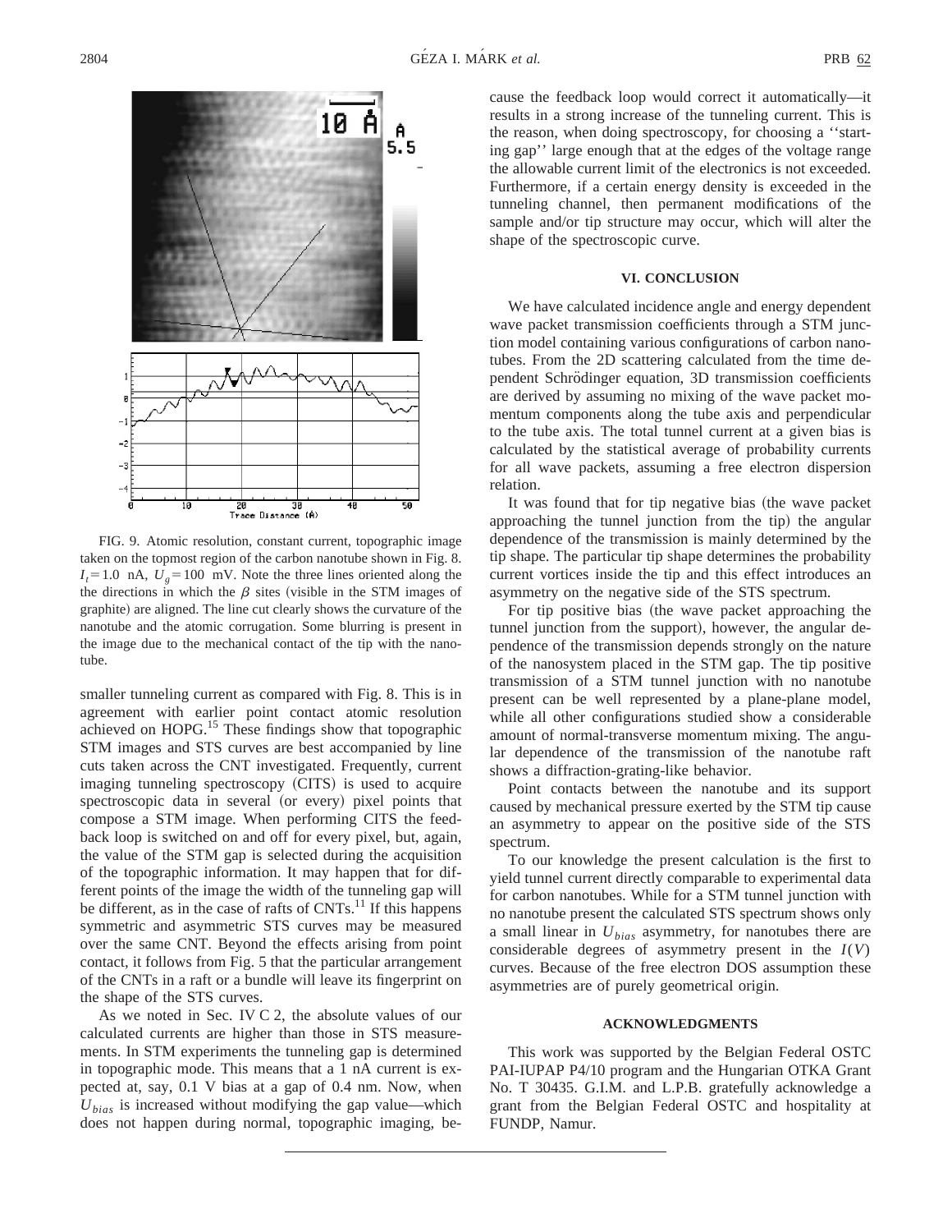10 Å

Å
5.5

Trace Distance (Å)

FIG. 9. Atomic resolution, constant current, topographic image taken on the topmost region of the carbon nanotube shown in Fig. 8. $I_t = 1.0$ nA, $U_g = 100$ mV. Note the three lines oriented along the the directions in which the $\beta$ sites (visible in the STM images of graphite) are aligned. The line cut clearly shows the curvature of the nanotube and the atomic corrugation. Some blurring is present in the image due to the mechanical contact of the tip with the nanotube.

smaller tunneling current as compared with Fig. 8. This is in agreement with earlier point contact atomic resolution achieved on HOPG.[15] These findings show that topographic STM images and STS curves are best accompanied by line cuts taken across the CNT investigated. Frequently, current imaging tunneling spectroscopy (CITS) is used to acquire spectroscopic data in several (or every) pixel points that compose a STM image. When performing CITS the feedback loop is switched on and off for every pixel, but, again, the value of the STM gap is selected during the acquisition of the topographic information. It may happen that for different points of the image the width of the tunneling gap will be different, as in the case of rafts of CNTs.[11] If this happens symmetric and asymmetric STS curves may be measured over the same CNT. Beyond the effects arising from point contact, it follows from Fig. 5 that the particular arrangement of the CNTs in a raft or a bundle will leave its fingerprint on the shape of the STS curves.

As we noted in Sec. IV C 2, the absolute values of our calculated currents are higher than those in STS measurements. In STM experiments the tunneling gap is determined in topographic mode. This means that a 1 nA current is expected at, say, 0.1 V bias at a gap of 0.4 nm. Now, when $U_{bias}$ is increased without modifying the gap value—which does not happen during normal, topographic imaging, because the feedback loop would correct it automatically—it results in a strong increase of the tunneling current. This is the reason, when doing spectroscopy, for choosing a ''starting gap'' large enough that at the edges of the voltage range the allowable current limit of the electronics is not exceeded. Furthermore, if a certain energy density is exceeded in the tunneling channel, then permanent modifications of the sample and/or tip structure may occur, which will alter the shape of the spectroscopic curve.

## VI. CONCLUSION

We have calculated incidence angle and energy dependent wave packet transmission coefficients through a STM junction model containing various configurations of carbon nanotubes. From the 2D scattering calculated from the time dependent Schrödinger equation, 3D transmission coefficients are derived by assuming no mixing of the wave packet momentum components along the tube axis and perpendicular to the tube axis. The total tunnel current at a given bias is calculated by the statistical average of probability currents for all wave packets, assuming a free electron dispersion relation.

It was found that for tip negative bias (the wave packet approaching the tunnel junction from the tip) the angular dependence of the transmission is mainly determined by the tip shape. The particular tip shape determines the probability current vortices inside the tip and this effect introduces an asymmetry on the negative side of the STS spectrum.

For tip positive bias (the wave packet approaching the tunnel junction from the support), however, the angular dependence of the transmission depends strongly on the nature of the nanosystem placed in the STM gap. The tip positive transmission of a STM tunnel junction with no nanotube present can be well represented by a plane-plane model, while all other configurations studied show a considerable amount of normal-transverse momentum mixing. The angular dependence of the transmission of the nanotube raft shows a diffraction-grating-like behavior.

Point contacts between the nanotube and its support caused by mechanical pressure exerted by the STM tip cause an asymmetry to appear on the positive side of the STS spectrum.

To our knowledge the present calculation is the first to yield tunnel current directly comparable to experimental data for carbon nanotubes. While for a STM tunnel junction with no nanotube present the calculated STS spectrum shows only a small linear in $U_{bias}$ asymmetry, for nanotubes there are considerable degrees of asymmetry present in the $I(V)$ curves. Because of the free electron DOS assumption these asymmetries are of purely geometrical origin.

## ACKNOWLEDGMENTS

This work was supported by the Belgian Federal OSTC PAI-IUPAP P4/10 program and the Hungarian OTKA Grant No. T 30435. G.I.M. and L.P.B. gratefully acknowledge a grant from the Belgian Federal OSTC and hospitality at FUNDP, Namur.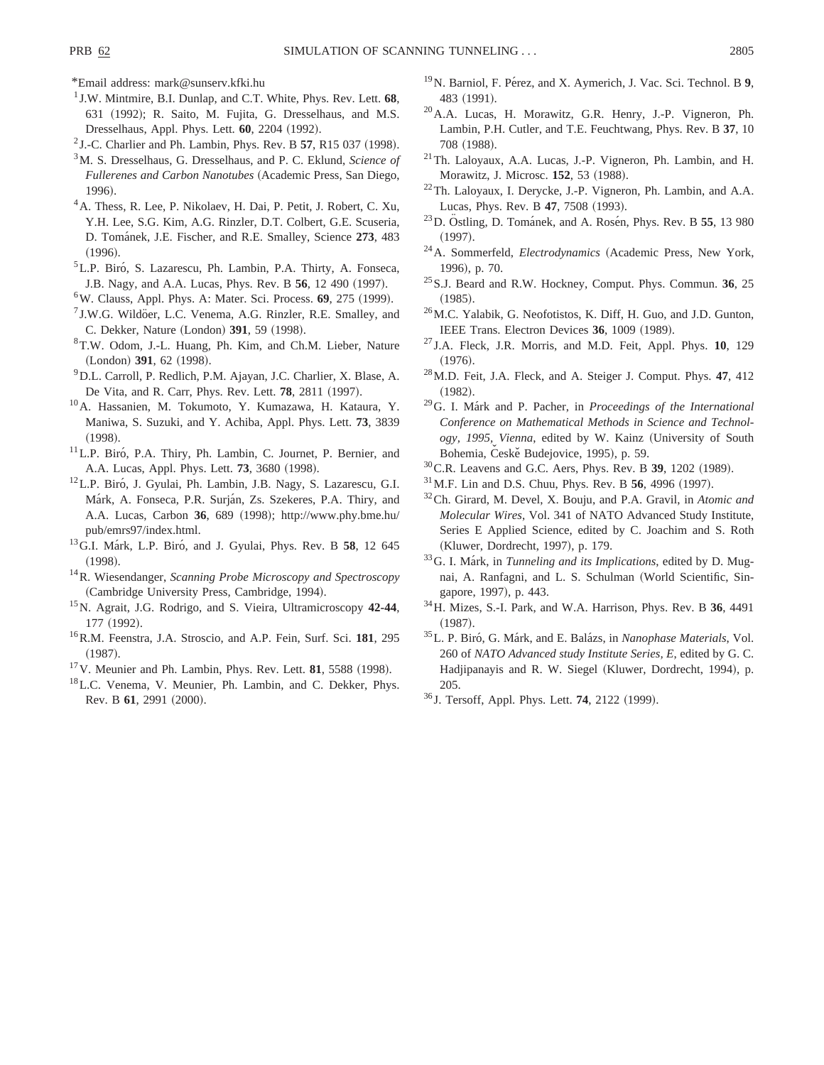*Email address: mark@sunserv.kfki.hu

[1] J.W. Mintmire, B.I. Dunlap, and C.T. White, Phys. Rev. Lett. **68**, 631 (1992); R. Saito, M. Fujita, G. Dresselhaus, and M.S. Dresselhaus, Appl. Phys. Lett. **60**, 2204 (1992).

[2] J.-C. Charlier and Ph. Lambin, Phys. Rev. B **57**, R15 037 (1998).

[3] M. S. Dresselhaus, G. Dresselhaus, and P. C. Eklund, *Science of Fullerenes and Carbon Nanotubes* (Academic Press, San Diego, 1996).

[4] A. Thess, R. Lee, P. Nikolaev, H. Dai, P. Petit, J. Robert, C. Xu, Y.H. Lee, S.G. Kim, A.G. Rinzler, D.T. Colbert, G.E. Scuseria, D. Tománek, J.E. Fischer, and R.E. Smalley, Science **273**, 483 (1996).

[5] L.P. Biró, S. Lazarescu, Ph. Lambin, P.A. Thirty, A. Fonseca, J.B. Nagy, and A.A. Lucas, Phys. Rev. B **56**, 12 490 (1997).

[6] W. Clauss, Appl. Phys. A: Mater. Sci. Process. **69**, 275 (1999).

[7] J.W.G. Wildöer, L.C. Venema, A.G. Rinzler, R.E. Smalley, and C. Dekker, Nature (London) **391**, 59 (1998).

[8] T.W. Odom, J.-L. Huang, Ph. Kim, and Ch.M. Lieber, Nature (London) **391**, 62 (1998).

[9] D.L. Carroll, P. Redlich, P.M. Ajayan, J.C. Charlier, X. Blase, A. De Vita, and R. Carr, Phys. Rev. Lett. **78**, 2811 (1997).

[10] A. Hassanien, M. Tokumoto, Y. Kumazawa, H. Kataura, Y. Maniwa, S. Suzuki, and Y. Achiba, Appl. Phys. Lett. **73**, 3839 (1998).

[11] L.P. Biró, P.A. Thiry, Ph. Lambin, C. Journet, P. Bernier, and A.A. Lucas, Appl. Phys. Lett. **73**, 3680 (1998).

[12] L.P. Biró, J. Gyulai, Ph. Lambin, J.B. Nagy, S. Lazarescu, G.I. Márk, A. Fonseca, P.R. Surján, Zs. Szekeres, P.A. Thiry, and A.A. Lucas, Carbon **36**, 689 (1998); http://www.phy.bme.hu/pub/emrs97/index.html.

[13] G.I. Márk, L.P. Biró, and J. Gyulai, Phys. Rev. B **58**, 12 645 (1998).

[14] R. Wiesendanger, *Scanning Probe Microscopy and Spectroscopy* (Cambridge University Press, Cambridge, 1994).

[15] N. Agrait, J.G. Rodrigo, and S. Vieira, Ultramicroscopy **42-44**, 177 (1992).

[16] R.M. Feenstra, J.A. Stroscio, and A.P. Fein, Surf. Sci. **181**, 295 (1987).

[17] V. Meunier and Ph. Lambin, Phys. Rev. Lett. **81**, 5588 (1998).

[18] L.C. Venema, V. Meunier, Ph. Lambin, and C. Dekker, Phys. Rev. B **61**, 2991 (2000).

[19] N. Barniol, F. Pérez, and X. Aymerich, J. Vac. Sci. Technol. B **9**, 483 (1991).

[20] A.A. Lucas, H. Morawitz, G.R. Henry, J.-P. Vigneron, Ph. Lambin, P.H. Cutler, and T.E. Feuchtwang, Phys. Rev. B **37**, 10 708 (1988).

[21] Th. Laloyaux, A.A. Lucas, J.-P. Vigneron, Ph. Lambin, and H. Morawitz, J. Microsc. **152**, 53 (1988).

[22] Th. Laloyaux, I. Derycke, J.-P. Vigneron, Ph. Lambin, and A.A. Lucas, Phys. Rev. B **47**, 7508 (1993).

[23] D. Östling, D. Tománek, and A. Rosén, Phys. Rev. B **55**, 13 980 (1997).

[24] A. Sommerfeld, *Electrodynamics* (Academic Press, New York, 1996), p. 70.

[25] S.J. Beard and R.W. Hockney, Comput. Phys. Commun. **36**, 25 (1985).

[26] M.C. Yalabik, G. Neofotistos, K. Diff, H. Guo, and J.D. Gunton, IEEE Trans. Electron Devices **36**, 1009 (1989).

[27] J.A. Fleck, J.R. Morris, and M.D. Feit, Appl. Phys. **10**, 129 (1976).

[28] M.D. Feit, J.A. Fleck, and A. Steiger J. Comput. Phys. **47**, 412 (1982).

[29] G. I. Márk and P. Pacher, in *Proceedings of the International Conference on Mathematical Methods in Science and Technology, 1995, Vienna*, edited by W. Kainz (University of South Bohemia, Českě Budejovice, 1995), p. 59.

[30] C.R. Leavens and G.C. Aers, Phys. Rev. B **39**, 1202 (1989).

[31] M.F. Lin and D.S. Chuu, Phys. Rev. B **56**, 4996 (1997).

[32] Ch. Girard, M. Devel, X. Bouju, and P.A. Gravil, in *Atomic and Molecular Wires*, Vol. 341 of NATO Advanced Study Institute, Series E Applied Science, edited by C. Joachim and S. Roth (Kluwer, Dordrecht, 1997), p. 179.

[33] G. I. Márk, in *Tunneling and its Implications*, edited by D. Mugnai, A. Ranfagni, and L. S. Schulman (World Scientific, Singapore, 1997), p. 443.

[34] H. Mizes, S.-I. Park, and W.A. Harrison, Phys. Rev. B **36**, 4491 (1987).

[35] L. P. Biró, G. Márk, and E. Balázs, in *Nanophase Materials*, Vol. 260 of *NATO Advanced study Institute Series, E*, edited by G. C. Hadjipanayis and R. W. Siegel (Kluwer, Dordrecht, 1994), p. 205.

[36] J. Tersoff, Appl. Phys. Lett. **74**, 2122 (1999).